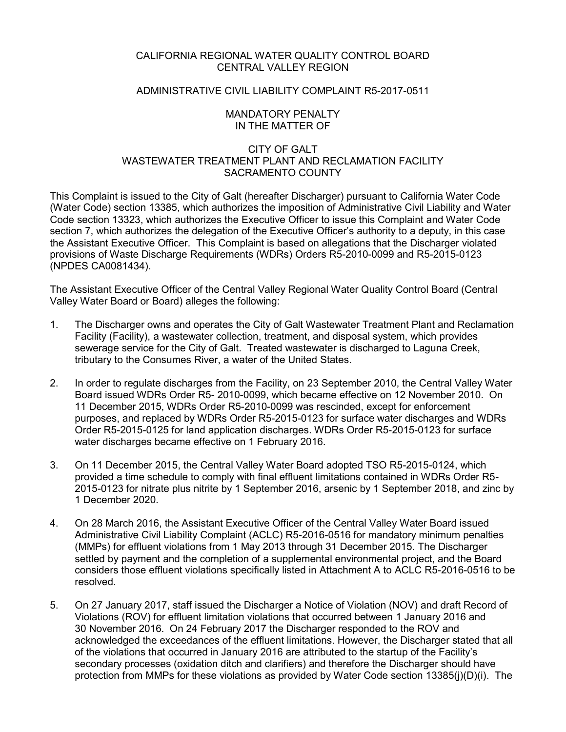# CALIFORNIA REGIONAL WATER QUALITY CONTROL BOARD
# CENTRAL VALLEY REGION

## ADMINISTRATIVE CIVIL LIABILITY COMPLAINT R5-2017-0511

## MANDATORY PENALTY
## IN THE MATTER OF

## CITY OF GALT
## WASTEWATER TREATMENT PLANT AND RECLAMATION FACILITY
## SACRAMENTO COUNTY

This Complaint is issued to the City of Galt (hereafter Discharger) pursuant to California Water Code (Water Code) section 13385, which authorizes the imposition of Administrative Civil Liability and Water Code section 13323, which authorizes the Executive Officer to issue this Complaint and Water Code section 7, which authorizes the delegation of the Executive Officer's authority to a deputy, in this case the Assistant Executive Officer. This Complaint is based on allegations that the Discharger violated provisions of Waste Discharge Requirements (WDRs) Orders R5-2010-0099 and R5-2015-0123 (NPDES CA0081434).

The Assistant Executive Officer of the Central Valley Regional Water Quality Control Board (Central Valley Water Board or Board) alleges the following:

1. The Discharger owns and operates the City of Galt Wastewater Treatment Plant and Reclamation Facility (Facility), a wastewater collection, treatment, and disposal system, which provides sewerage service for the City of Galt. Treated wastewater is discharged to Laguna Creek, tributary to the Consumes River, a water of the United States.

2. In order to regulate discharges from the Facility, on 23 September 2010, the Central Valley Water Board issued WDRs Order R5- 2010-0099, which became effective on 12 November 2010. On 11 December 2015, WDRs Order R5-2010-0099 was rescinded, except for enforcement purposes, and replaced by WDRs Order R5-2015-0123 for surface water discharges and WDRs Order R5-2015-0125 for land application discharges. WDRs Order R5-2015-0123 for surface water discharges became effective on 1 February 2016.

3. On 11 December 2015, the Central Valley Water Board adopted TSO R5-2015-0124, which provided a time schedule to comply with final effluent limitations contained in WDRs Order R5-2015-0123 for nitrate plus nitrite by 1 September 2016, arsenic by 1 September 2018, and zinc by 1 December 2020.

4. On 28 March 2016, the Assistant Executive Officer of the Central Valley Water Board issued Administrative Civil Liability Complaint (ACLC) R5-2016-0516 for mandatory minimum penalties (MMPs) for effluent violations from 1 May 2013 through 31 December 2015. The Discharger settled by payment and the completion of a supplemental environmental project, and the Board considers those effluent violations specifically listed in Attachment A to ACLC R5-2016-0516 to be resolved.

5. On 27 January 2017, staff issued the Discharger a Notice of Violation (NOV) and draft Record of Violations (ROV) for effluent limitation violations that occurred between 1 January 2016 and 30 November 2016. On 24 February 2017 the Discharger responded to the ROV and acknowledged the exceedances of the effluent limitations. However, the Discharger stated that all of the violations that occurred in January 2016 are attributed to the startup of the Facility's secondary processes (oxidation ditch and clarifiers) and therefore the Discharger should have protection from MMPs for these violations as provided by Water Code section 13385(j)(D)(i). The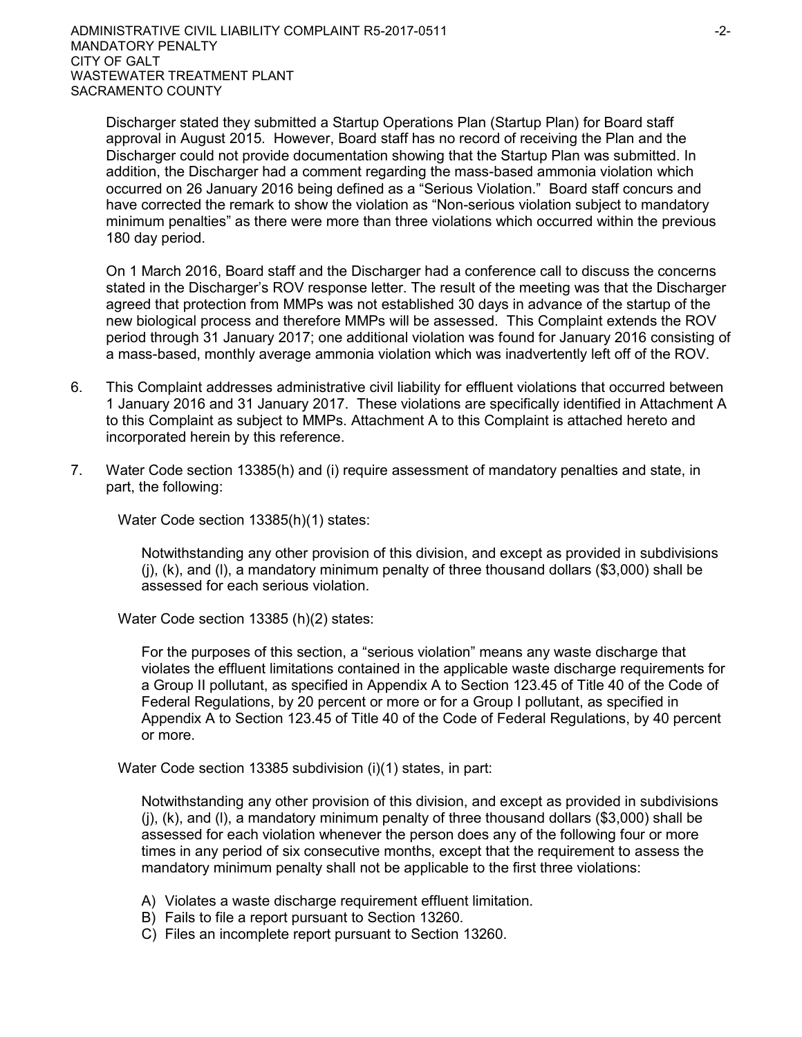Discharger stated they submitted a Startup Operations Plan (Startup Plan) for Board staff approval in August 2015. However, Board staff has no record of receiving the Plan and the Discharger could not provide documentation showing that the Startup Plan was submitted. In addition, the Discharger had a comment regarding the mass-based ammonia violation which occurred on 26 January 2016 being defined as a "Serious Violation." Board staff concurs and have corrected the remark to show the violation as "Non-serious violation subject to mandatory minimum penalties" as there were more than three violations which occurred within the previous 180 day period.

On 1 March 2016, Board staff and the Discharger had a conference call to discuss the concerns stated in the Discharger's ROV response letter. The result of the meeting was that the Discharger agreed that protection from MMPs was not established 30 days in advance of the startup of the new biological process and therefore MMPs will be assessed. This Complaint extends the ROV period through 31 January 2017; one additional violation was found for January 2016 consisting of a mass-based, monthly average ammonia violation which was inadvertently left off of the ROV.

6. This Complaint addresses administrative civil liability for effluent violations that occurred between 1 January 2016 and 31 January 2017. These violations are specifically identified in Attachment A to this Complaint as subject to MMPs. Attachment A to this Complaint is attached hereto and incorporated herein by this reference.

7. Water Code section 13385(h) and (i) require assessment of mandatory penalties and state, in part, the following:

   Water Code section 13385(h)(1) states:

   > Notwithstanding any other provision of this division, and except as provided in subdivisions (j), (k), and (l), a mandatory minimum penalty of three thousand dollars ($3,000) shall be assessed for each serious violation.

   Water Code section 13385 (h)(2) states:

   > For the purposes of this section, a "serious violation" means any waste discharge that violates the effluent limitations contained in the applicable waste discharge requirements for a Group II pollutant, as specified in Appendix A to Section 123.45 of Title 40 of the Code of Federal Regulations, by 20 percent or more or for a Group I pollutant, as specified in Appendix A to Section 123.45 of Title 40 of the Code of Federal Regulations, by 40 percent or more.

   Water Code section 13385 subdivision (i)(1) states, in part:

   > Notwithstanding any other provision of this division, and except as provided in subdivisions (j), (k), and (l), a mandatory minimum penalty of three thousand dollars ($3,000) shall be assessed for each violation whenever the person does any of the following four or more times in any period of six consecutive months, except that the requirement to assess the mandatory minimum penalty shall not be applicable to the first three violations:
   >
   > A) Violates a waste discharge requirement effluent limitation.
   > B) Fails to file a report pursuant to Section 13260.
   > C) Files an incomplete report pursuant to Section 13260.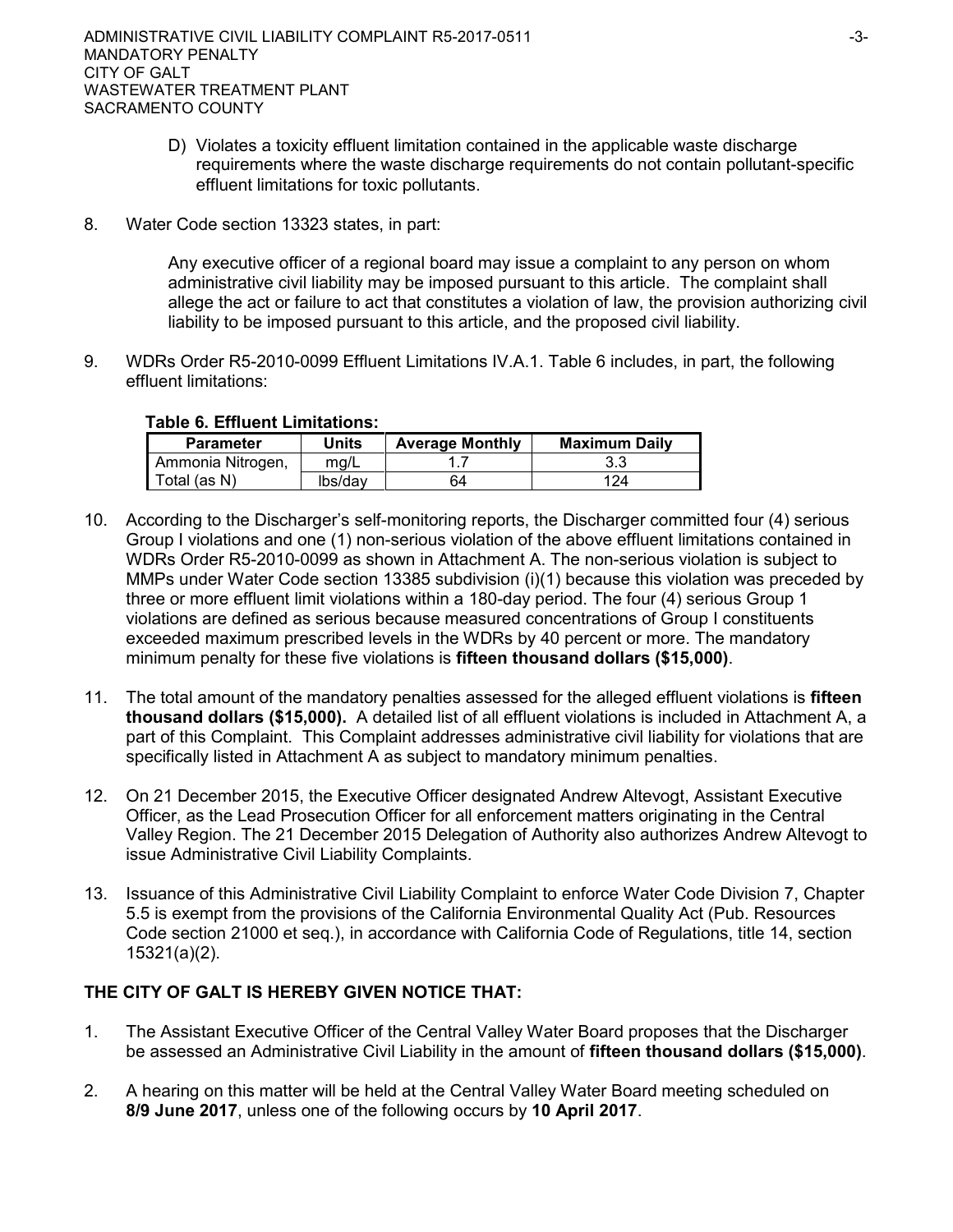D) Violates a toxicity effluent limitation contained in the applicable waste discharge requirements where the waste discharge requirements do not contain pollutant-specific effluent limitations for toxic pollutants.

8. Water Code section 13323 states, in part:

   Any executive officer of a regional board may issue a complaint to any person on whom administrative civil liability may be imposed pursuant to this article. The complaint shall allege the act or failure to act that constitutes a violation of law, the provision authorizing civil liability to be imposed pursuant to this article, and the proposed civil liability.

9. WDRs Order R5-2010-0099 Effluent Limitations IV.A.1. Table 6 includes, in part, the following effluent limitations:

**Table 6. Effluent Limitations:**

| Parameter | Units | Average Monthly | Maximum Daily |
|---|---|---|---|
| Ammonia Nitrogen, | mg/L | 1.7 | 3.3 |
| Total (as N) | lbs/day | 64 | 124 |

10. According to the Discharger's self-monitoring reports, the Discharger committed four (4) serious Group I violations and one (1) non-serious violation of the above effluent limitations contained in WDRs Order R5-2010-0099 as shown in Attachment A. The non-serious violation is subject to MMPs under Water Code section 13385 subdivision (i)(1) because this violation was preceded by three or more effluent limit violations within a 180-day period. The four (4) serious Group 1 violations are defined as serious because measured concentrations of Group I constituents exceeded maximum prescribed levels in the WDRs by 40 percent or more. The mandatory minimum penalty for these five violations is **fifteen thousand dollars ($15,000)**.

11. The total amount of the mandatory penalties assessed for the alleged effluent violations is **fifteen thousand dollars ($15,000).** A detailed list of all effluent violations is included in Attachment A, a part of this Complaint. This Complaint addresses administrative civil liability for violations that are specifically listed in Attachment A as subject to mandatory minimum penalties.

12. On 21 December 2015, the Executive Officer designated Andrew Altevogt, Assistant Executive Officer, as the Lead Prosecution Officer for all enforcement matters originating in the Central Valley Region. The 21 December 2015 Delegation of Authority also authorizes Andrew Altevogt to issue Administrative Civil Liability Complaints.

13. Issuance of this Administrative Civil Liability Complaint to enforce Water Code Division 7, Chapter 5.5 is exempt from the provisions of the California Environmental Quality Act (Pub. Resources Code section 21000 et seq.), in accordance with California Code of Regulations, title 14, section 15321(a)(2).

**THE CITY OF GALT IS HEREBY GIVEN NOTICE THAT:**

1. The Assistant Executive Officer of the Central Valley Water Board proposes that the Discharger be assessed an Administrative Civil Liability in the amount of **fifteen thousand dollars ($15,000)**.

2. A hearing on this matter will be held at the Central Valley Water Board meeting scheduled on **8/9 June 2017**, unless one of the following occurs by **10 April 2017**.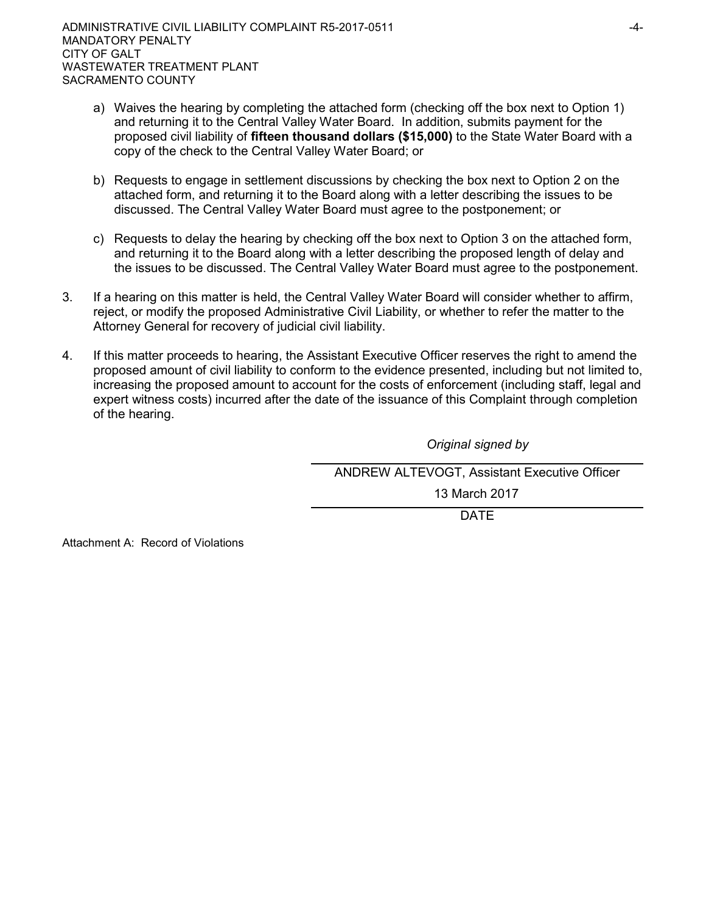a) Waives the hearing by completing the attached form (checking off the box next to Option 1) and returning it to the Central Valley Water Board. In addition, submits payment for the proposed civil liability of **fifteen thousand dollars ($15,000)** to the State Water Board with a copy of the check to the Central Valley Water Board; or

b) Requests to engage in settlement discussions by checking the box next to Option 2 on the attached form, and returning it to the Board along with a letter describing the issues to be discussed. The Central Valley Water Board must agree to the postponement; or

c) Requests to delay the hearing by checking off the box next to Option 3 on the attached form, and returning it to the Board along with a letter describing the proposed length of delay and the issues to be discussed. The Central Valley Water Board must agree to the postponement.

3. If a hearing on this matter is held, the Central Valley Water Board will consider whether to affirm, reject, or modify the proposed Administrative Civil Liability, or whether to refer the matter to the Attorney General for recovery of judicial civil liability.

4. If this matter proceeds to hearing, the Assistant Executive Officer reserves the right to amend the proposed amount of civil liability to conform to the evidence presented, including but not limited to, increasing the proposed amount to account for the costs of enforcement (including staff, legal and expert witness costs) incurred after the date of the issuance of this Complaint through completion of the hearing.

*Original signed by*

ANDREW ALTEVOGT, Assistant Executive Officer

13 March 2017

DATE

Attachment A: Record of Violations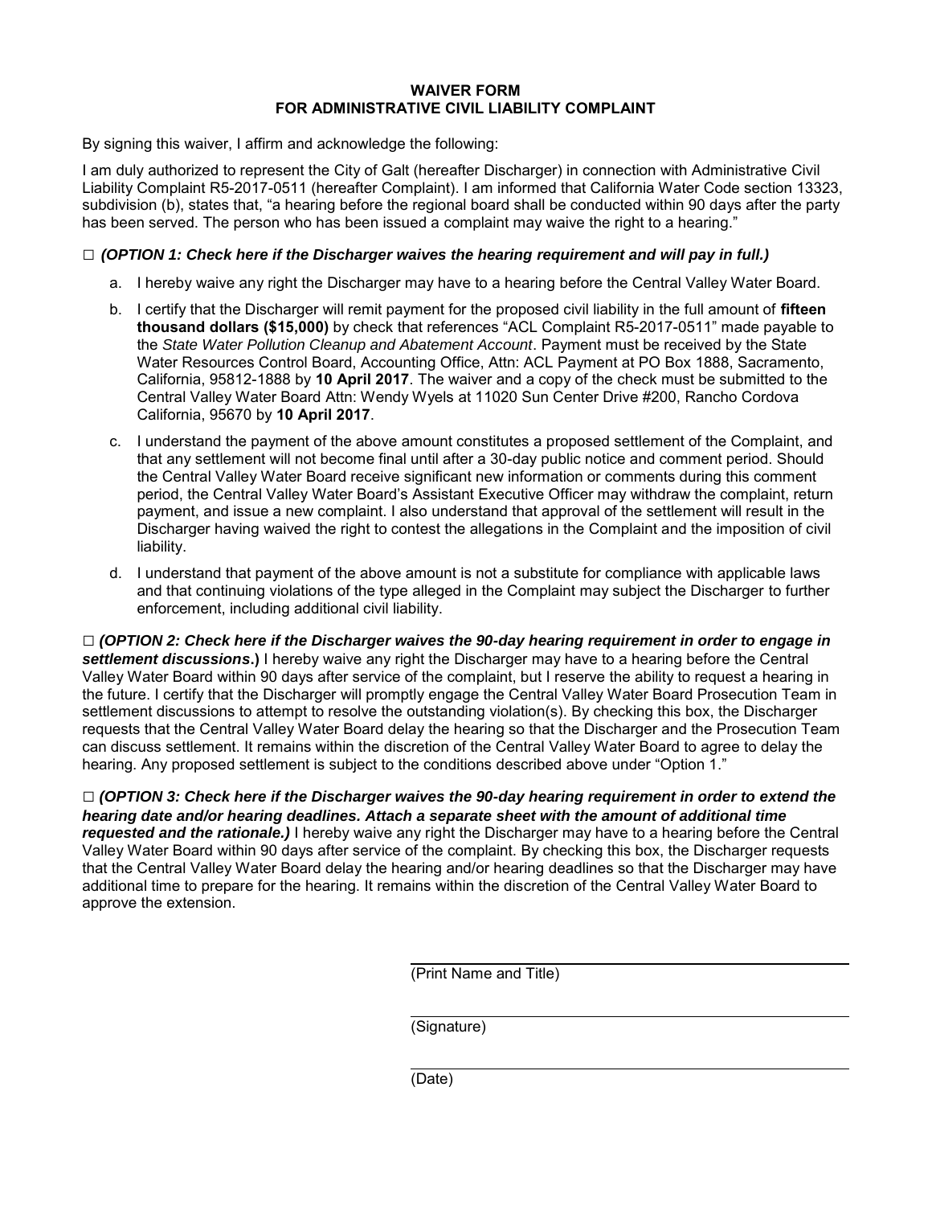# WAIVER FORM
# FOR ADMINISTRATIVE CIVIL LIABILITY COMPLAINT

By signing this waiver, I affirm and acknowledge the following:

I am duly authorized to represent the City of Galt (hereafter Discharger) in connection with Administrative Civil Liability Complaint R5-2017-0511 (hereafter Complaint). I am informed that California Water Code section 13323, subdivision (b), states that, "a hearing before the regional board shall be conducted within 90 days after the party has been served. The person who has been issued a complaint may waive the right to a hearing."

□ ***(OPTION 1: Check here if the Discharger waives the hearing requirement and will pay in full.)***

a. I hereby waive any right the Discharger may have to a hearing before the Central Valley Water Board.

b. I certify that the Discharger will remit payment for the proposed civil liability in the full amount of **fifteen thousand dollars ($15,000)** by check that references "ACL Complaint R5-2017-0511" made payable to the *State Water Pollution Cleanup and Abatement Account*. Payment must be received by the State Water Resources Control Board, Accounting Office, Attn: ACL Payment at PO Box 1888, Sacramento, California, 95812-1888 by **10 April 2017**. The waiver and a copy of the check must be submitted to the Central Valley Water Board Attn: Wendy Wyels at 11020 Sun Center Drive #200, Rancho Cordova California, 95670 by **10 April 2017**.

c. I understand the payment of the above amount constitutes a proposed settlement of the Complaint, and that any settlement will not become final until after a 30-day public notice and comment period. Should the Central Valley Water Board receive significant new information or comments during this comment period, the Central Valley Water Board's Assistant Executive Officer may withdraw the complaint, return payment, and issue a new complaint. I also understand that approval of the settlement will result in the Discharger having waived the right to contest the allegations in the Complaint and the imposition of civil liability.

d. I understand that payment of the above amount is not a substitute for compliance with applicable laws and that continuing violations of the type alleged in the Complaint may subject the Discharger to further enforcement, including additional civil liability.

□ ***(OPTION 2: Check here if the Discharger waives the 90-day hearing requirement in order to engage in settlement discussions*.)** I hereby waive any right the Discharger may have to a hearing before the Central Valley Water Board within 90 days after service of the complaint, but I reserve the ability to request a hearing in the future. I certify that the Discharger will promptly engage the Central Valley Water Board Prosecution Team in settlement discussions to attempt to resolve the outstanding violation(s). By checking this box, the Discharger requests that the Central Valley Water Board delay the hearing so that the Discharger and the Prosecution Team can discuss settlement. It remains within the discretion of the Central Valley Water Board to agree to delay the hearing. Any proposed settlement is subject to the conditions described above under "Option 1."

□ ***(OPTION 3: Check here if the Discharger waives the 90-day hearing requirement in order to extend the hearing date and/or hearing deadlines. Attach a separate sheet with the amount of additional time requested and the rationale.)*** I hereby waive any right the Discharger may have to a hearing before the Central Valley Water Board within 90 days after service of the complaint. By checking this box, the Discharger requests that the Central Valley Water Board delay the hearing and/or hearing deadlines so that the Discharger may have additional time to prepare for the hearing. It remains within the discretion of the Central Valley Water Board to approve the extension.

\_\_\_\_\_\_\_\_\_\_\_\_\_\_\_\_\_\_\_\_\_\_\_\_\_\_\_\_\_\_\_\_\_\_\_\_
(Print Name and Title)

\_\_\_\_\_\_\_\_\_\_\_\_\_\_\_\_\_\_\_\_\_\_\_\_\_\_\_\_\_\_\_\_\_\_\_\_
(Signature)

\_\_\_\_\_\_\_\_\_\_\_\_\_\_\_\_\_\_\_\_\_\_\_\_\_\_\_\_\_\_\_\_\_\_\_\_
(Date)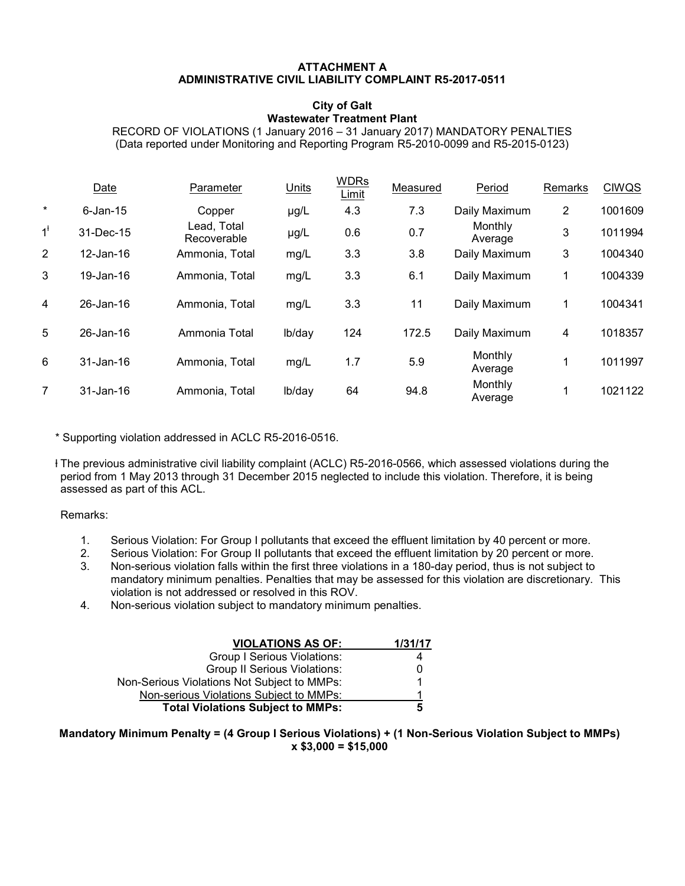**ATTACHMENT A**
**ADMINISTRATIVE CIVIL LIABILITY COMPLAINT R5-2017-0511**

**City of Galt**
**Wastewater Treatment Plant**
RECORD OF VIOLATIONS (1 January 2016 – 31 January 2017) MANDATORY PENALTIES
(Data reported under Monitoring and Reporting Program R5-2010-0099 and R5-2015-0123)

| | Date | Parameter | Units | WDRs Limit | Measured | Period | Remarks | CIWQS |
|---|---|---|---|---|---|---|---|---|
| * | 6-Jan-15 | Copper | µg/L | 4.3 | 7.3 | Daily Maximum | 2 | 1001609 |
| 1[ł] | 31-Dec-15 | Lead, Total Recoverable | µg/L | 0.6 | 0.7 | Monthly Average | 3 | 1011994 |
| 2 | 12-Jan-16 | Ammonia, Total | mg/L | 3.3 | 3.8 | Daily Maximum | 3 | 1004340 |
| 3 | 19-Jan-16 | Ammonia, Total | mg/L | 3.3 | 6.1 | Daily Maximum | 1 | 1004339 |
| 4 | 26-Jan-16 | Ammonia, Total | mg/L | 3.3 | 11 | Daily Maximum | 1 | 1004341 |
| 5 | 26-Jan-16 | Ammonia Total | lb/day | 124 | 172.5 | Daily Maximum | 4 | 1018357 |
| 6 | 31-Jan-16 | Ammonia, Total | mg/L | 1.7 | 5.9 | Monthly Average | 1 | 1011997 |
| 7 | 31-Jan-16 | Ammonia, Total | lb/day | 64 | 94.8 | Monthly Average | 1 | 1021122 |

* Supporting violation addressed in ACLC R5-2016-0516.

ł The previous administrative civil liability complaint (ACLC) R5-2016-0566, which assessed violations during the period from 1 May 2013 through 31 December 2015 neglected to include this violation. Therefore, it is being assessed as part of this ACL.

Remarks:

1. Serious Violation: For Group I pollutants that exceed the effluent limitation by 40 percent or more.
2. Serious Violation: For Group II pollutants that exceed the effluent limitation by 20 percent or more.
3. Non-serious violation falls within the first three violations in a 180-day period, thus is not subject to mandatory minimum penalties. Penalties that may be assessed for this violation are discretionary. This violation is not addressed or resolved in this ROV.
4. Non-serious violation subject to mandatory minimum penalties.

| **VIOLATIONS AS OF:** | **1/31/17** |
|---|---|
| Group I Serious Violations: | 4 |
| Group II Serious Violations: | 0 |
| Non-Serious Violations Not Subject to MMPs: | 1 |
| Non-serious Violations Subject to MMPs: | 1 |
| **Total Violations Subject to MMPs:** | **5** |

**Mandatory Minimum Penalty = (4 Group I Serious Violations) + (1 Non-Serious Violation Subject to MMPs) x $3,000 = $15,000**